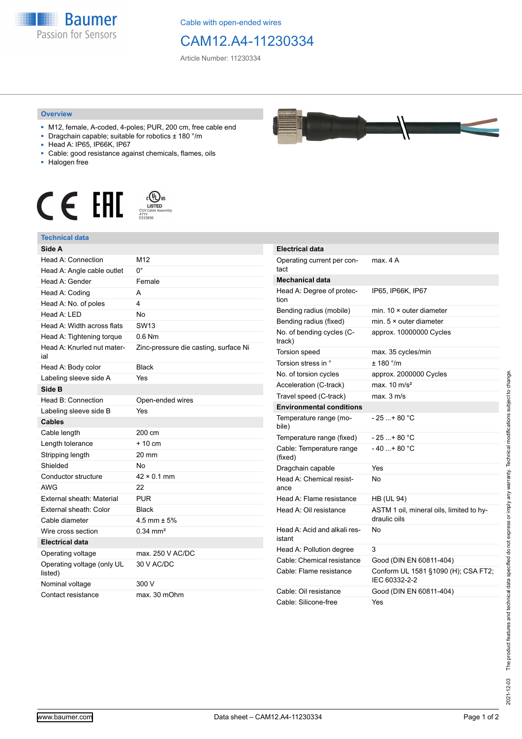Cable with open-ended wires

# CAM12.A4-11230334

Article Number: 11230334

## Overview

- M12, female, A-coded, 4-poles; PUR, 200 cm, free cable end
- Dragchain capable; suitable for robotics ± 180 °/m
- Head A: IP65, IP66K, IP67
- Cable: good resistance against chemicals, flames, oils
- Halogen free

## Technical data

| Side A | |
|---|---|
| Head A: Connection | M12 |
| Head A: Angle cable outlet | 0° |
| Head A: Gender | Female |
| Head A: Coding | A |
| Head A: No. of poles | 4 |
| Head A: LED | No |
| Head A: Width across flats | SW13 |
| Head A: Tightening torque | 0.6 Nm |
| Head A: Knurled nut material | Zinc-pressure die casting, surface Ni |
| Head A: Body color | Black |
| Labeling sleeve side A | Yes |
| **Side B** | |
| Head B: Connection | Open-ended wires |
| Labeling sleeve side B | Yes |
| **Cables** | |
| Cable length | 200 cm |
| Length tolerance | + 10 cm |
| Stripping length | 20 mm |
| Shielded | No |
| Conductor structure | 42 × 0.1 mm |
| AWG | 22 |
| External sheath: Material | PUR |
| External sheath: Color | Black |
| Cable diameter | 4.5 mm ± 5% |
| Wire cross section | 0.34 mm² |
| **Electrical data** | |
| Operating voltage | max. 250 V AC/DC |
| Operating voltage (only UL listed) | 30 V AC/DC |
| Nominal voltage | 300 V |
| Contact resistance | max. 30 mOhm |

| Electrical data | |
|---|---|
| Operating current per contact | max. 4 A |
| **Mechanical data** | |
| Head A: Degree of protection | IP65, IP66K, IP67 |
| Bending radius (mobile) | min. 10 × outer diameter |
| Bending radius (fixed) | min. 5 × outer diameter |
| No. of bending cycles (C-track) | approx. 10000000 Cycles |
| Torsion speed | max. 35 cycles/min |
| Torsion stress in ° | ± 180 °/m |
| No. of torsion cycles | approx. 2000000 Cycles |
| Acceleration (C-track) | max. 10 m/s² |
| Travel speed (C-track) | max. 3 m/s |
| **Environmental conditions** | |
| Temperature range (mobile) | - 25 ...+ 80 °C |
| Temperature range (fixed) | - 25 ...+ 80 °C |
| Cable: Temperature range (fixed) | - 40 ...+ 80 °C |
| Dragchain capable | Yes |
| Head A: Chemical resistance | No |
| Head A: Flame resistance | HB (UL 94) |
| Head A: Oil resistance | ASTM 1 oil, mineral oils, limited to hydraulic oils |
| Head A: Acid and alkali resistant | No |
| Head A: Pollution degree | 3 |
| Cable: Chemical resistance | Good (DIN EN 60811-404) |
| Cable: Flame resistance | Conform UL 1581 §1090 (H); CSA FT2; IEC 60332-2-2 |
| Cable: Oil resistance | Good (DIN EN 60811-404) |
| Cable: Silicone-free | Yes |

2021-12-03 The product features and technical data specified do not express or imply any warranty. Technical modifications subject to change.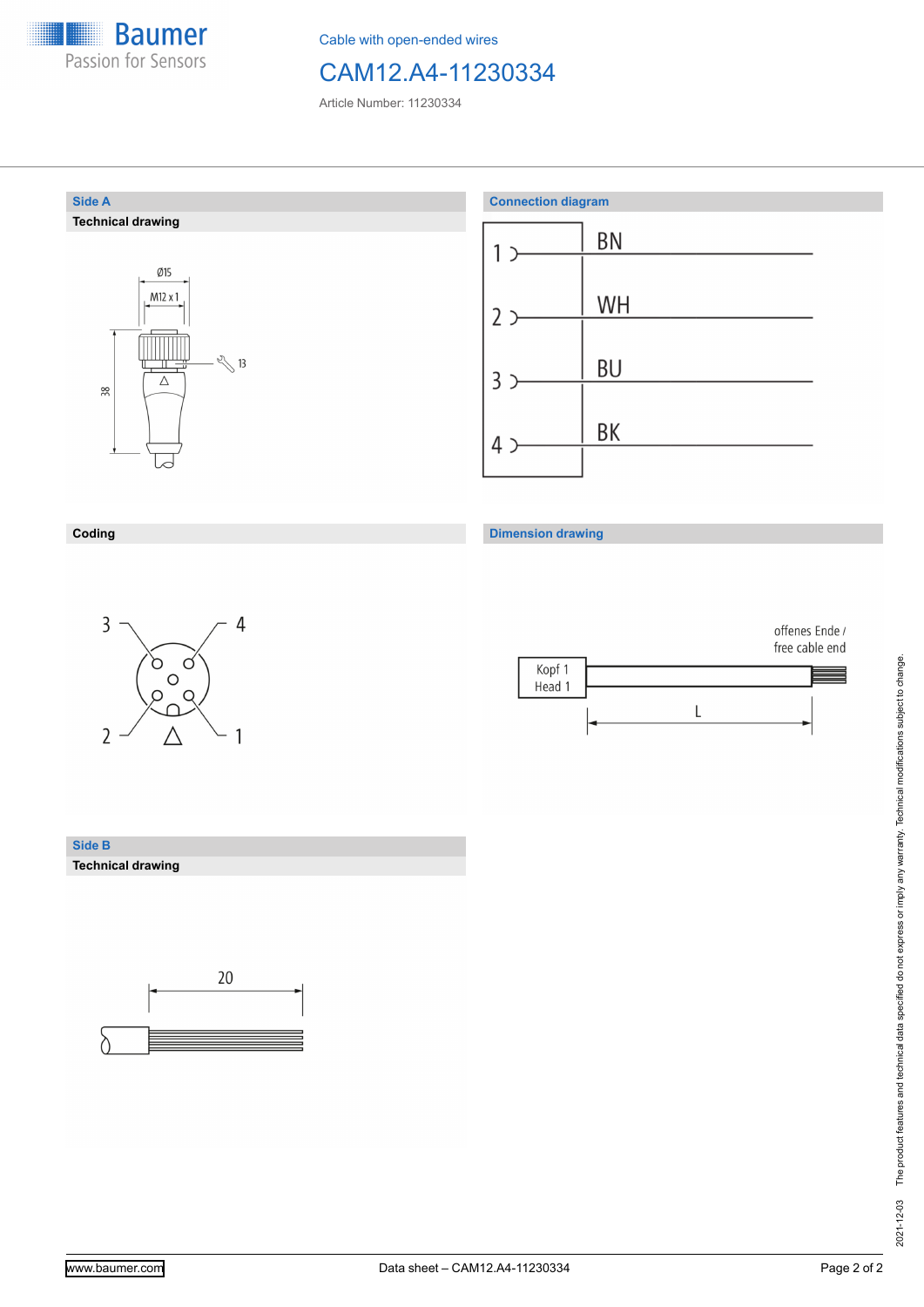Cable with open-ended wires

# CAM12.A4-11230334

Article Number: 11230334

## Side A

### Technical drawing

Ø15

M12 x 1

13

38

## Connection diagram

1 BN

2 WH

3 BU

4 BK

### Coding

3 4

2 1

## Dimension drawing

offenes Ende / free cable end

Kopf 1 Head 1

L

## Side B

### Technical drawing

20

2021-12-03 The product features and technical data specified do not express or imply any warranty. Technical modifications subject to change.

www.baumer.com

Data sheet – CAM12.A4-11230334